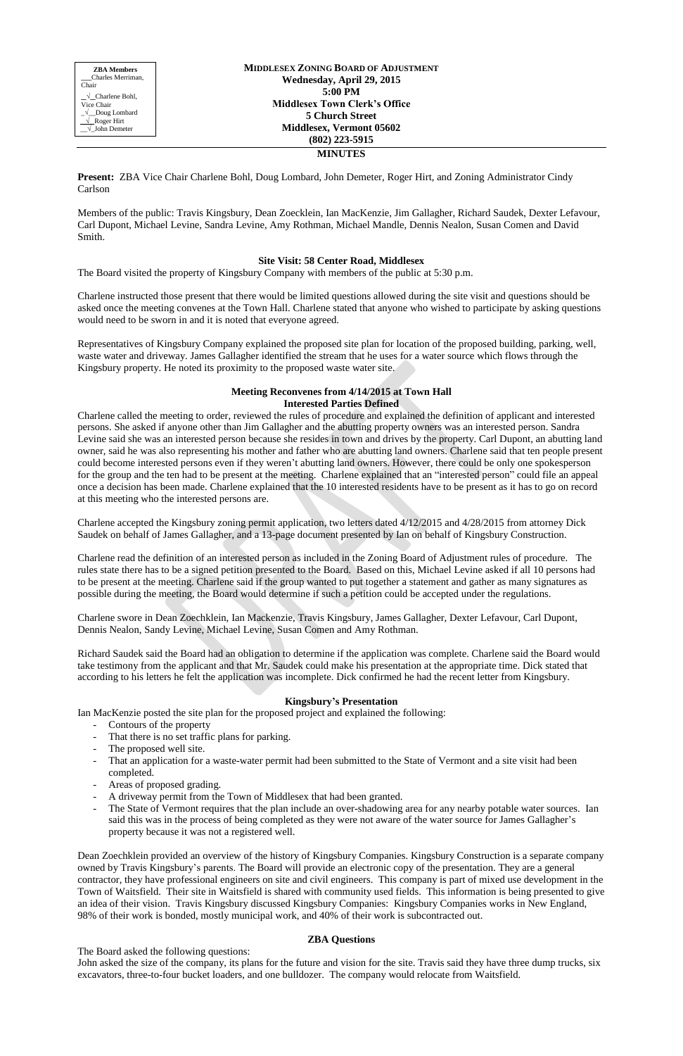| ZBA Members |
| --- |
| ___Charles Merriman, Chair |
| _√_Charlene Bohl, Vice Chair |
| _√__Doug Lombard |
| _√__Roger Hirt |
| _√_John Demeter |

**MIDDLESEX ZONING BOARD OF ADJUSTMENT**
**Wednesday, April 29, 2015**
**5:00 PM**
**Middlesex Town Clerk's Office**
**5 Church Street**
**Middlesex, Vermont 05602**
**(802) 223-5915**

# MINUTES

**Present:** ZBA Vice Chair Charlene Bohl, Doug Lombard, John Demeter, Roger Hirt, and Zoning Administrator Cindy Carlson

Members of the public: Travis Kingsbury, Dean Zoecklein, Ian MacKenzie, Jim Gallagher, Richard Saudek, Dexter Lefavour, Carl Dupont, Michael Levine, Sandra Levine, Amy Rothman, Michael Mandle, Dennis Nealon, Susan Comen and David Smith.

### Site Visit: 58 Center Road, Middlesex

The Board visited the property of Kingsbury Company with members of the public at 5:30 p.m.

Charlene instructed those present that there would be limited questions allowed during the site visit and questions should be asked once the meeting convenes at the Town Hall. Charlene stated that anyone who wished to participate by asking questions would need to be sworn in and it is noted that everyone agreed.

Representatives of Kingsbury Company explained the proposed site plan for location of the proposed building, parking, well, waste water and driveway. James Gallagher identified the stream that he uses for a water source which flows through the Kingsbury property. He noted its proximity to the proposed waste water site.

### Meeting Reconvenes from 4/14/2015 at Town Hall
### Interested Parties Defined

Charlene called the meeting to order, reviewed the rules of procedure and explained the definition of applicant and interested persons. She asked if anyone other than Jim Gallagher and the abutting property owners was an interested person. Sandra Levine said she was an interested person because she resides in town and drives by the property. Carl Dupont, an abutting land owner, said he was also representing his mother and father who are abutting land owners. Charlene said that ten people present could become interested persons even if they weren't abutting land owners. However, there could be only one spokesperson for the group and the ten had to be present at the meeting. Charlene explained that an "interested person" could file an appeal once a decision has been made. Charlene explained that the 10 interested residents have to be present as it has to go on record at this meeting who the interested persons are.

Charlene accepted the Kingsbury zoning permit application, two letters dated 4/12/2015 and 4/28/2015 from attorney Dick Saudek on behalf of James Gallagher, and a 13-page document presented by Ian on behalf of Kingsbury Construction.

Charlene read the definition of an interested person as included in the Zoning Board of Adjustment rules of procedure. The rules state there has to be a signed petition presented to the Board. Based on this, Michael Levine asked if all 10 persons had to be present at the meeting. Charlene said if the group wanted to put together a statement and gather as many signatures as possible during the meeting, the Board would determine if such a petition could be accepted under the regulations.

Charlene swore in Dean Zoechklein, Ian Mackenzie, Travis Kingsbury, James Gallagher, Dexter Lefavour, Carl Dupont, Dennis Nealon, Sandy Levine, Michael Levine, Susan Comen and Amy Rothman.

Richard Saudek said the Board had an obligation to determine if the application was complete. Charlene said the Board would take testimony from the applicant and that Mr. Saudek could make his presentation at the appropriate time. Dick stated that according to his letters he felt the application was incomplete. Dick confirmed he had the recent letter from Kingsbury.

### Kingsbury's Presentation

Ian MacKenzie posted the site plan for the proposed project and explained the following:

- Contours of the property
- That there is no set traffic plans for parking.
- The proposed well site.
- That an application for a waste-water permit had been submitted to the State of Vermont and a site visit had been completed.
- Areas of proposed grading.
- A driveway permit from the Town of Middlesex that had been granted.
- The State of Vermont requires that the plan include an over-shadowing area for any nearby potable water sources. Ian said this was in the process of being completed as they were not aware of the water source for James Gallagher's property because it was not a registered well.

Dean Zoechklein provided an overview of the history of Kingsbury Companies. Kingsbury Construction is a separate company owned by Travis Kingsbury's parents. The Board will provide an electronic copy of the presentation. They are a general contractor, they have professional engineers on site and civil engineers. This company is part of mixed use development in the Town of Waitsfield. Their site in Waitsfield is shared with community used fields. This information is being presented to give an idea of their vision. Travis Kingsbury discussed Kingsbury Companies: Kingsbury Companies works in New England, 98% of their work is bonded, mostly municipal work, and 40% of their work is subcontracted out.

### ZBA Questions

The Board asked the following questions:

John asked the size of the company, its plans for the future and vision for the site. Travis said they have three dump trucks, six excavators, three-to-four bucket loaders, and one bulldozer. The company would relocate from Waitsfield.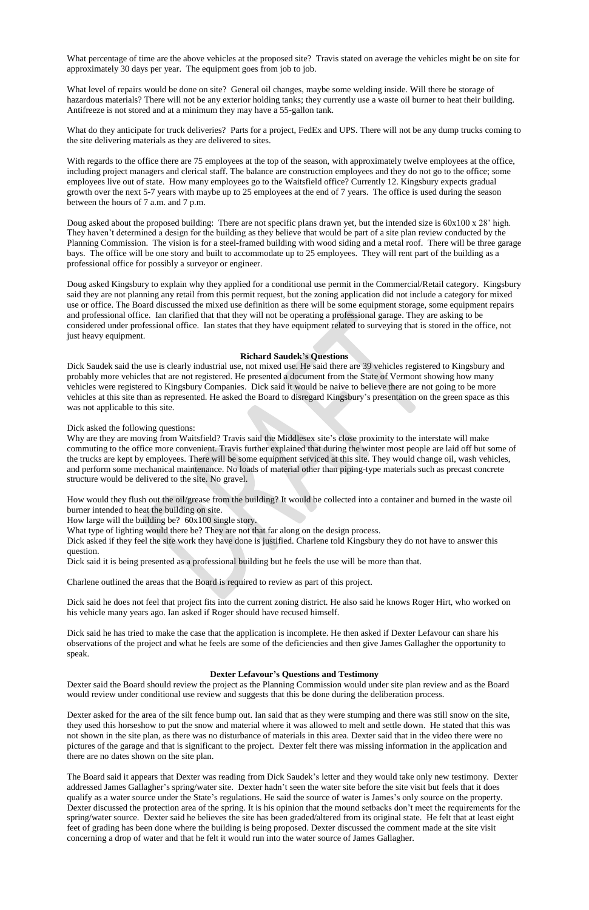What percentage of time are the above vehicles at the proposed site? Travis stated on average the vehicles might be on site for approximately 30 days per year. The equipment goes from job to job.

What level of repairs would be done on site? General oil changes, maybe some welding inside. Will there be storage of hazardous materials? There will not be any exterior holding tanks; they currently use a waste oil burner to heat their building. Antifreeze is not stored and at a minimum they may have a 55-gallon tank.

What do they anticipate for truck deliveries? Parts for a project, FedEx and UPS. There will not be any dump trucks coming to the site delivering materials as they are delivered to sites.

With regards to the office there are 75 employees at the top of the season, with approximately twelve employees at the office, including project managers and clerical staff. The balance are construction employees and they do not go to the office; some employees live out of state. How many employees go to the Waitsfield office? Currently 12. Kingsbury expects gradual growth over the next 5-7 years with maybe up to 25 employees at the end of 7 years. The office is used during the season between the hours of 7 a.m. and 7 p.m.

Doug asked about the proposed building: There are not specific plans drawn yet, but the intended size is 60x100 x 28' high. They haven't determined a design for the building as they believe that would be part of a site plan review conducted by the Planning Commission. The vision is for a steel-framed building with wood siding and a metal roof. There will be three garage bays. The office will be one story and built to accommodate up to 25 employees. They will rent part of the building as a professional office for possibly a surveyor or engineer.

Doug asked Kingsbury to explain why they applied for a conditional use permit in the Commercial/Retail category. Kingsbury said they are not planning any retail from this permit request, but the zoning application did not include a category for mixed use or office. The Board discussed the mixed use definition as there will be some equipment storage, some equipment repairs and professional office. Ian clarified that that they will not be operating a professional garage. They are asking to be considered under professional office. Ian states that they have equipment related to surveying that is stored in the office, not just heavy equipment.

**Richard Saudek's Questions**

Dick Saudek said the use is clearly industrial use, not mixed use. He said there are 39 vehicles registered to Kingsbury and probably more vehicles that are not registered. He presented a document from the State of Vermont showing how many vehicles were registered to Kingsbury Companies. Dick said it would be naive to believe there are not going to be more vehicles at this site than as represented. He asked the Board to disregard Kingsbury's presentation on the green space as this was not applicable to this site.

Dick asked the following questions:
Why are they are moving from Waitsfield? Travis said the Middlesex site's close proximity to the interstate will make commuting to the office more convenient. Travis further explained that during the winter most people are laid off but some of the trucks are kept by employees. There will be some equipment serviced at this site. They would change oil, wash vehicles, and perform some mechanical maintenance. No loads of material other than piping-type materials such as precast concrete structure would be delivered to the site. No gravel.

How would they flush out the oil/grease from the building? It would be collected into a container and burned in the waste oil burner intended to heat the building on site.
How large will the building be? 60x100 single story.
What type of lighting would there be? They are not that far along on the design process.
Dick asked if they feel the site work they have done is justified. Charlene told Kingsbury they do not have to answer this question.
Dick said it is being presented as a professional building but he feels the use will be more than that.

Charlene outlined the areas that the Board is required to review as part of this project.

Dick said he does not feel that project fits into the current zoning district. He also said he knows Roger Hirt, who worked on his vehicle many years ago. Ian asked if Roger should have recused himself.

Dick said he has tried to make the case that the application is incomplete. He then asked if Dexter Lefavour can share his observations of the project and what he feels are some of the deficiencies and then give James Gallagher the opportunity to speak.

**Dexter Lefavour's Questions and Testimony**

Dexter said the Board should review the project as the Planning Commission would under site plan review and as the Board would review under conditional use review and suggests that this be done during the deliberation process.

Dexter asked for the area of the silt fence bump out. Ian said that as they were stumping and there was still snow on the site, they used this horseshow to put the snow and material where it was allowed to melt and settle down. He stated that this was not shown in the site plan, as there was no disturbance of materials in this area. Dexter said that in the video there were no pictures of the garage and that is significant to the project. Dexter felt there was missing information in the application and there are no dates shown on the site plan.

The Board said it appears that Dexter was reading from Dick Saudek's letter and they would take only new testimony. Dexter addressed James Gallagher's spring/water site. Dexter hadn't seen the water site before the site visit but feels that it does qualify as a water source under the State's regulations. He said the source of water is James's only source on the property. Dexter discussed the protection area of the spring. It is his opinion that the mound setbacks don't meet the requirements for the spring/water source. Dexter said he believes the site has been graded/altered from its original state. He felt that at least eight feet of grading has been done where the building is being proposed. Dexter discussed the comment made at the site visit concerning a drop of water and that he felt it would run into the water source of James Gallagher.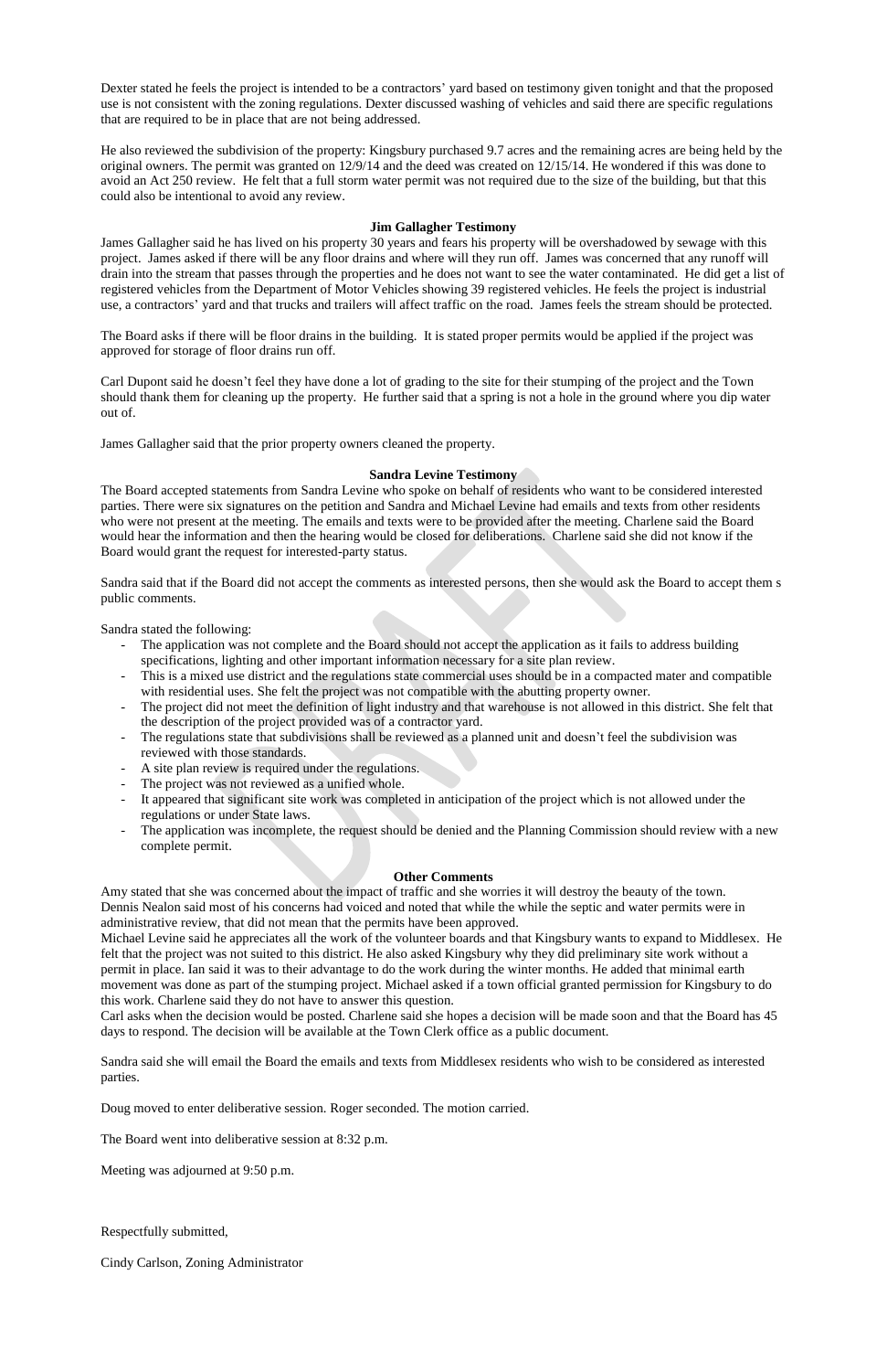Dexter stated he feels the project is intended to be a contractors' yard based on testimony given tonight and that the proposed use is not consistent with the zoning regulations. Dexter discussed washing of vehicles and said there are specific regulations that are required to be in place that are not being addressed.

He also reviewed the subdivision of the property: Kingsbury purchased 9.7 acres and the remaining acres are being held by the original owners. The permit was granted on 12/9/14 and the deed was created on 12/15/14. He wondered if this was done to avoid an Act 250 review. He felt that a full storm water permit was not required due to the size of the building, but that this could also be intentional to avoid any review.

**Jim Gallagher Testimony**

James Gallagher said he has lived on his property 30 years and fears his property will be overshadowed by sewage with this project. James asked if there will be any floor drains and where will they run off. James was concerned that any runoff will drain into the stream that passes through the properties and he does not want to see the water contaminated. He did get a list of registered vehicles from the Department of Motor Vehicles showing 39 registered vehicles. He feels the project is industrial use, a contractors' yard and that trucks and trailers will affect traffic on the road. James feels the stream should be protected.

The Board asks if there will be floor drains in the building. It is stated proper permits would be applied if the project was approved for storage of floor drains run off.

Carl Dupont said he doesn't feel they have done a lot of grading to the site for their stumping of the project and the Town should thank them for cleaning up the property. He further said that a spring is not a hole in the ground where you dip water out of.

James Gallagher said that the prior property owners cleaned the property.

**Sandra Levine Testimony**

The Board accepted statements from Sandra Levine who spoke on behalf of residents who want to be considered interested parties. There were six signatures on the petition and Sandra and Michael Levine had emails and texts from other residents who were not present at the meeting. The emails and texts were to be provided after the meeting. Charlene said the Board would hear the information and then the hearing would be closed for deliberations. Charlene said she did not know if the Board would grant the request for interested-party status.

Sandra said that if the Board did not accept the comments as interested persons, then she would ask the Board to accept them s public comments.

Sandra stated the following:

- The application was not complete and the Board should not accept the application as it fails to address building specifications, lighting and other important information necessary for a site plan review.
- This is a mixed use district and the regulations state commercial uses should be in a compacted mater and compatible with residential uses. She felt the project was not compatible with the abutting property owner.
- The project did not meet the definition of light industry and that warehouse is not allowed in this district. She felt that the description of the project provided was of a contractor yard.
- The regulations state that subdivisions shall be reviewed as a planned unit and doesn't feel the subdivision was reviewed with those standards.
- A site plan review is required under the regulations.
- The project was not reviewed as a unified whole.
- It appeared that significant site work was completed in anticipation of the project which is not allowed under the regulations or under State laws.
- The application was incomplete, the request should be denied and the Planning Commission should review with a new complete permit.

**Other Comments**

Amy stated that she was concerned about the impact of traffic and she worries it will destroy the beauty of the town.
Dennis Nealon said most of his concerns had voiced and noted that while the while the septic and water permits were in administrative review, that did not mean that the permits have been approved.
Michael Levine said he appreciates all the work of the volunteer boards and that Kingsbury wants to expand to Middlesex. He felt that the project was not suited to this district. He also asked Kingsbury why they did preliminary site work without a permit in place. Ian said it was to their advantage to do the work during the winter months. He added that minimal earth movement was done as part of the stumping project. Michael asked if a town official granted permission for Kingsbury to do this work. Charlene said they do not have to answer this question.
Carl asks when the decision would be posted. Charlene said she hopes a decision will be made soon and that the Board has 45 days to respond. The decision will be available at the Town Clerk office as a public document.

Sandra said she will email the Board the emails and texts from Middlesex residents who wish to be considered as interested parties.

Doug moved to enter deliberative session. Roger seconded. The motion carried.

The Board went into deliberative session at 8:32 p.m.

Meeting was adjourned at 9:50 p.m.

Respectfully submitted,

Cindy Carlson, Zoning Administrator